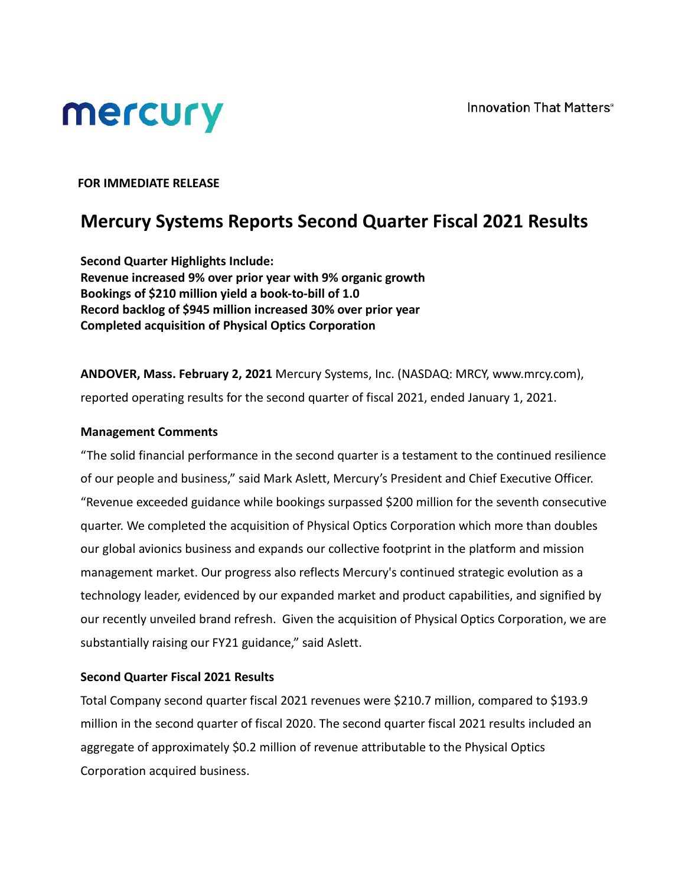mercury

Innovation That Matters®

**FOR IMMEDIATE RELEASE**

# Mercury Systems Reports Second Quarter Fiscal 2021 Results

**Second Quarter Highlights Include:**
**Revenue increased 9% over prior year with 9% organic growth**
**Bookings of $210 million yield a book-to-bill of 1.0**
**Record backlog of $945 million increased 30% over prior year**
**Completed acquisition of Physical Optics Corporation**

**ANDOVER, Mass. February 2, 2021** Mercury Systems, Inc. (NASDAQ: MRCY, www.mrcy.com), reported operating results for the second quarter of fiscal 2021, ended January 1, 2021.

### Management Comments

"The solid financial performance in the second quarter is a testament to the continued resilience of our people and business," said Mark Aslett, Mercury's President and Chief Executive Officer. "Revenue exceeded guidance while bookings surpassed $200 million for the seventh consecutive quarter. We completed the acquisition of Physical Optics Corporation which more than doubles our global avionics business and expands our collective footprint in the platform and mission management market. Our progress also reflects Mercury's continued strategic evolution as a technology leader, evidenced by our expanded market and product capabilities, and signified by our recently unveiled brand refresh. Given the acquisition of Physical Optics Corporation, we are substantially raising our FY21 guidance," said Aslett.

### Second Quarter Fiscal 2021 Results

Total Company second quarter fiscal 2021 revenues were $210.7 million, compared to $193.9 million in the second quarter of fiscal 2020. The second quarter fiscal 2021 results included an aggregate of approximately $0.2 million of revenue attributable to the Physical Optics Corporation acquired business.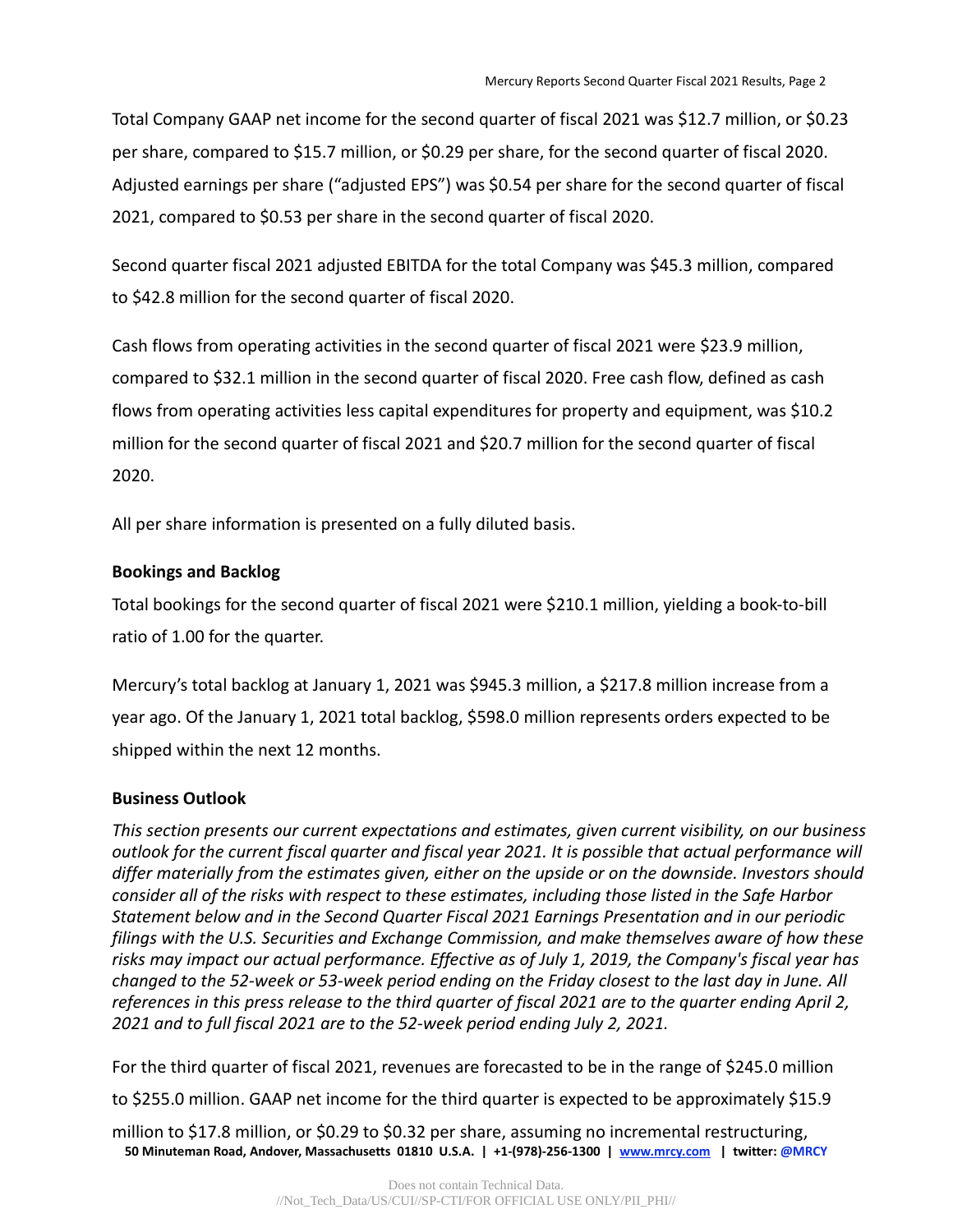Total Company GAAP net income for the second quarter of fiscal 2021 was $12.7 million, or $0.23 per share, compared to $15.7 million, or $0.29 per share, for the second quarter of fiscal 2020. Adjusted earnings per share ("adjusted EPS") was $0.54 per share for the second quarter of fiscal 2021, compared to $0.53 per share in the second quarter of fiscal 2020.

Second quarter fiscal 2021 adjusted EBITDA for the total Company was $45.3 million, compared to $42.8 million for the second quarter of fiscal 2020.

Cash flows from operating activities in the second quarter of fiscal 2021 were $23.9 million, compared to $32.1 million in the second quarter of fiscal 2020. Free cash flow, defined as cash flows from operating activities less capital expenditures for property and equipment, was $10.2 million for the second quarter of fiscal 2021 and $20.7 million for the second quarter of fiscal 2020.

All per share information is presented on a fully diluted basis.

**Bookings and Backlog**

Total bookings for the second quarter of fiscal 2021 were $210.1 million, yielding a book-to-bill ratio of 1.00 for the quarter.

Mercury's total backlog at January 1, 2021 was $945.3 million, a $217.8 million increase from a year ago. Of the January 1, 2021 total backlog, $598.0 million represents orders expected to be shipped within the next 12 months.

**Business Outlook**

*This section presents our current expectations and estimates, given current visibility, on our business outlook for the current fiscal quarter and fiscal year 2021. It is possible that actual performance will differ materially from the estimates given, either on the upside or on the downside. Investors should consider all of the risks with respect to these estimates, including those listed in the Safe Harbor Statement below and in the Second Quarter Fiscal 2021 Earnings Presentation and in our periodic filings with the U.S. Securities and Exchange Commission, and make themselves aware of how these risks may impact our actual performance. Effective as of July 1, 2019, the Company's fiscal year has changed to the 52-week or 53-week period ending on the Friday closest to the last day in June. All references in this press release to the third quarter of fiscal 2021 are to the quarter ending April 2, 2021 and to full fiscal 2021 are to the 52-week period ending July 2, 2021.*

For the third quarter of fiscal 2021, revenues are forecasted to be in the range of $245.0 million to $255.0 million. GAAP net income for the third quarter is expected to be approximately $15.9 million to $17.8 million, or $0.29 to $0.32 per share, assuming no incremental restructuring,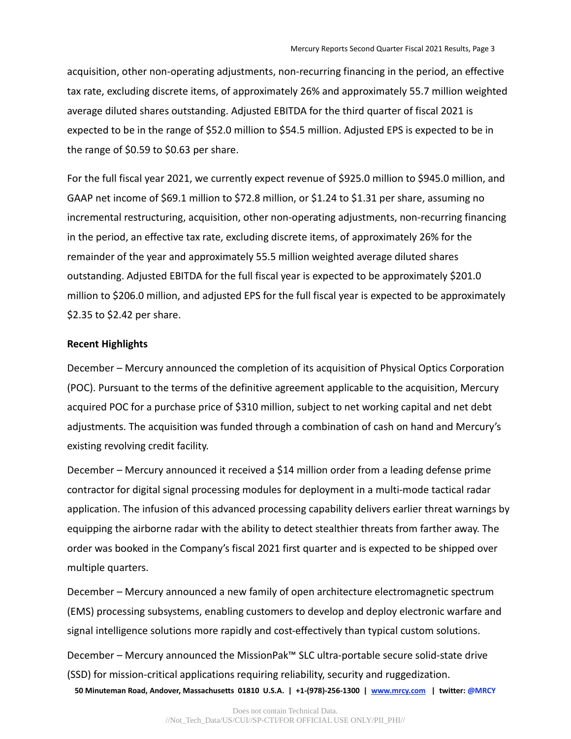acquisition, other non-operating adjustments, non-recurring financing in the period, an effective tax rate, excluding discrete items, of approximately 26% and approximately 55.7 million weighted average diluted shares outstanding. Adjusted EBITDA for the third quarter of fiscal 2021 is expected to be in the range of $52.0 million to $54.5 million. Adjusted EPS is expected to be in the range of $0.59 to $0.63 per share.

For the full fiscal year 2021, we currently expect revenue of $925.0 million to $945.0 million, and GAAP net income of $69.1 million to $72.8 million, or $1.24 to $1.31 per share, assuming no incremental restructuring, acquisition, other non-operating adjustments, non-recurring financing in the period, an effective tax rate, excluding discrete items, of approximately 26% for the remainder of the year and approximately 55.5 million weighted average diluted shares outstanding. Adjusted EBITDA for the full fiscal year is expected to be approximately $201.0 million to $206.0 million, and adjusted EPS for the full fiscal year is expected to be approximately $2.35 to $2.42 per share.

**Recent Highlights**

December – Mercury announced the completion of its acquisition of Physical Optics Corporation (POC). Pursuant to the terms of the definitive agreement applicable to the acquisition, Mercury acquired POC for a purchase price of $310 million, subject to net working capital and net debt adjustments. The acquisition was funded through a combination of cash on hand and Mercury's existing revolving credit facility.

December – Mercury announced it received a $14 million order from a leading defense prime contractor for digital signal processing modules for deployment in a multi-mode tactical radar application. The infusion of this advanced processing capability delivers earlier threat warnings by equipping the airborne radar with the ability to detect stealthier threats from farther away. The order was booked in the Company's fiscal 2021 first quarter and is expected to be shipped over multiple quarters.

December – Mercury announced a new family of open architecture electromagnetic spectrum (EMS) processing subsystems, enabling customers to develop and deploy electronic warfare and signal intelligence solutions more rapidly and cost-effectively than typical custom solutions.

December – Mercury announced the MissionPak™ SLC ultra-portable secure solid-state drive (SSD) for mission-critical applications requiring reliability, security and ruggedization.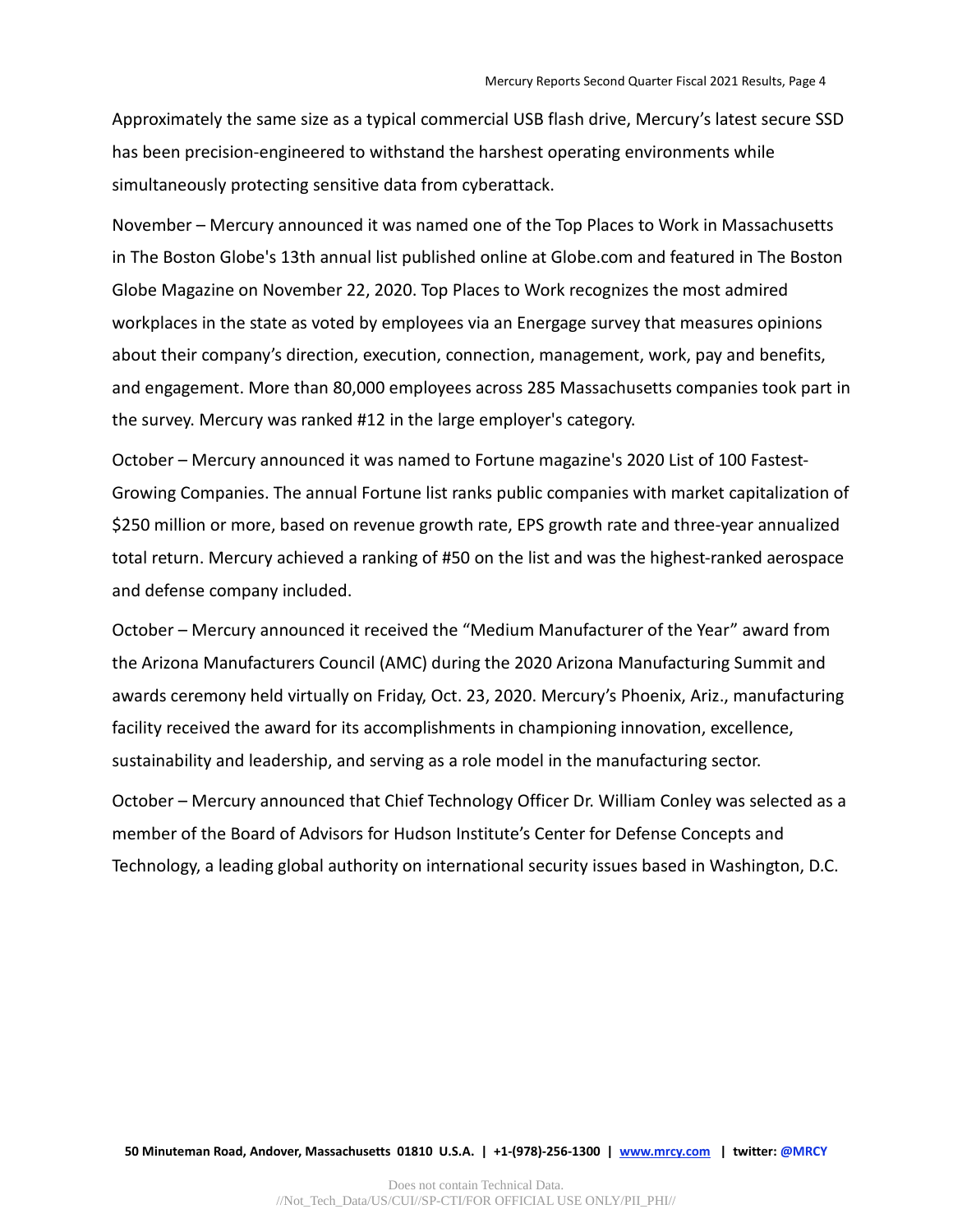Approximately the same size as a typical commercial USB flash drive, Mercury's latest secure SSD has been precision-engineered to withstand the harshest operating environments while simultaneously protecting sensitive data from cyberattack.

November – Mercury announced it was named one of the Top Places to Work in Massachusetts in The Boston Globe's 13th annual list published online at Globe.com and featured in The Boston Globe Magazine on November 22, 2020. Top Places to Work recognizes the most admired workplaces in the state as voted by employees via an Energage survey that measures opinions about their company's direction, execution, connection, management, work, pay and benefits, and engagement. More than 80,000 employees across 285 Massachusetts companies took part in the survey. Mercury was ranked #12 in the large employer's category.

October – Mercury announced it was named to Fortune magazine's 2020 List of 100 Fastest-Growing Companies. The annual Fortune list ranks public companies with market capitalization of $250 million or more, based on revenue growth rate, EPS growth rate and three-year annualized total return. Mercury achieved a ranking of #50 on the list and was the highest-ranked aerospace and defense company included.

October – Mercury announced it received the "Medium Manufacturer of the Year" award from the Arizona Manufacturers Council (AMC) during the 2020 Arizona Manufacturing Summit and awards ceremony held virtually on Friday, Oct. 23, 2020. Mercury's Phoenix, Ariz., manufacturing facility received the award for its accomplishments in championing innovation, excellence, sustainability and leadership, and serving as a role model in the manufacturing sector.

October – Mercury announced that Chief Technology Officer Dr. William Conley was selected as a member of the Board of Advisors for Hudson Institute's Center for Defense Concepts and Technology, a leading global authority on international security issues based in Washington, D.C.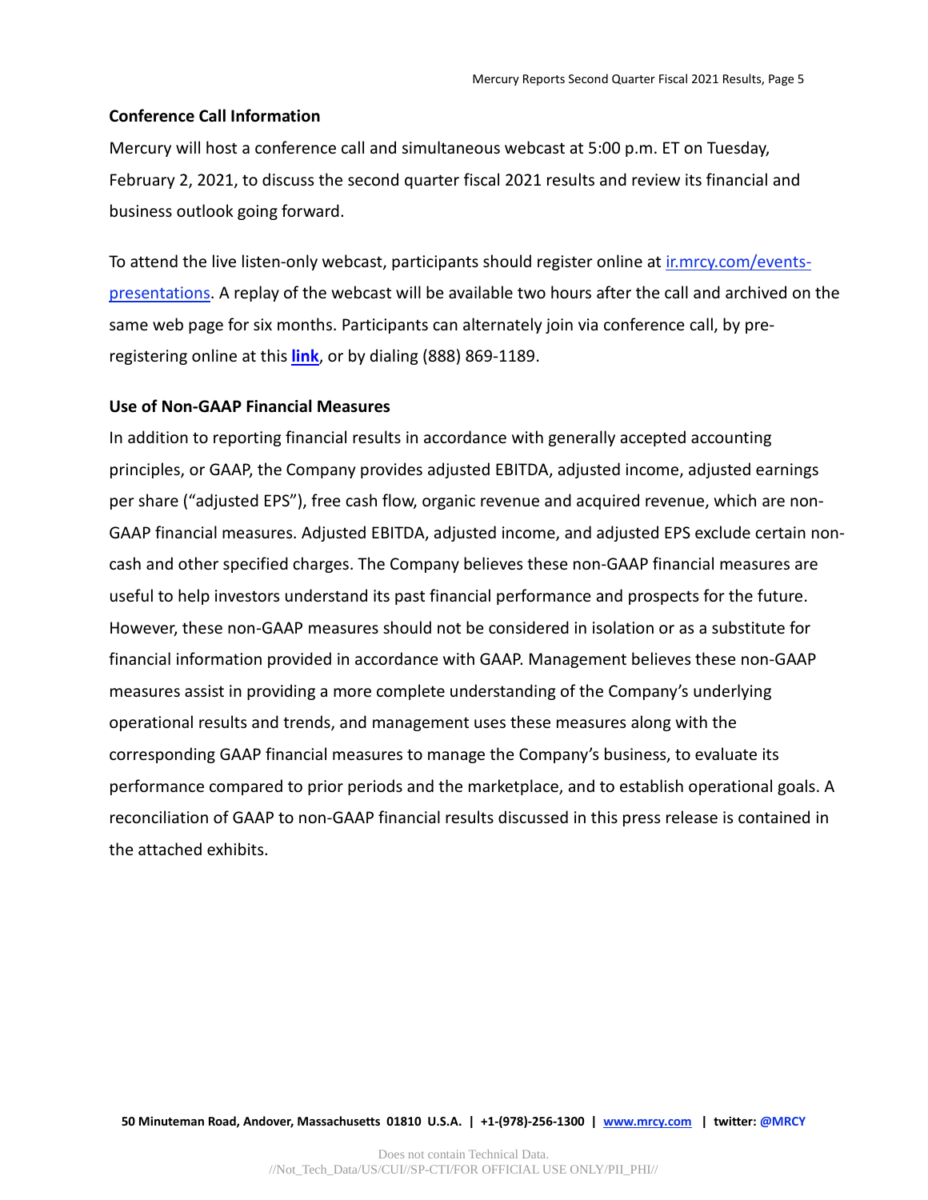### Conference Call Information

Mercury will host a conference call and simultaneous webcast at 5:00 p.m. ET on Tuesday, February 2, 2021, to discuss the second quarter fiscal 2021 results and review its financial and business outlook going forward.

To attend the live listen-only webcast, participants should register online at ir.mrcy.com/events-presentations. A replay of the webcast will be available two hours after the call and archived on the same web page for six months. Participants can alternately join via conference call, by pre-registering online at this **link**, or by dialing (888) 869-1189.

### Use of Non-GAAP Financial Measures

In addition to reporting financial results in accordance with generally accepted accounting principles, or GAAP, the Company provides adjusted EBITDA, adjusted income, adjusted earnings per share ("adjusted EPS"), free cash flow, organic revenue and acquired revenue, which are non-GAAP financial measures. Adjusted EBITDA, adjusted income, and adjusted EPS exclude certain non-cash and other specified charges. The Company believes these non-GAAP financial measures are useful to help investors understand its past financial performance and prospects for the future. However, these non-GAAP measures should not be considered in isolation or as a substitute for financial information provided in accordance with GAAP. Management believes these non-GAAP measures assist in providing a more complete understanding of the Company's underlying operational results and trends, and management uses these measures along with the corresponding GAAP financial measures to manage the Company's business, to evaluate its performance compared to prior periods and the marketplace, and to establish operational goals. A reconciliation of GAAP to non-GAAP financial results discussed in this press release is contained in the attached exhibits.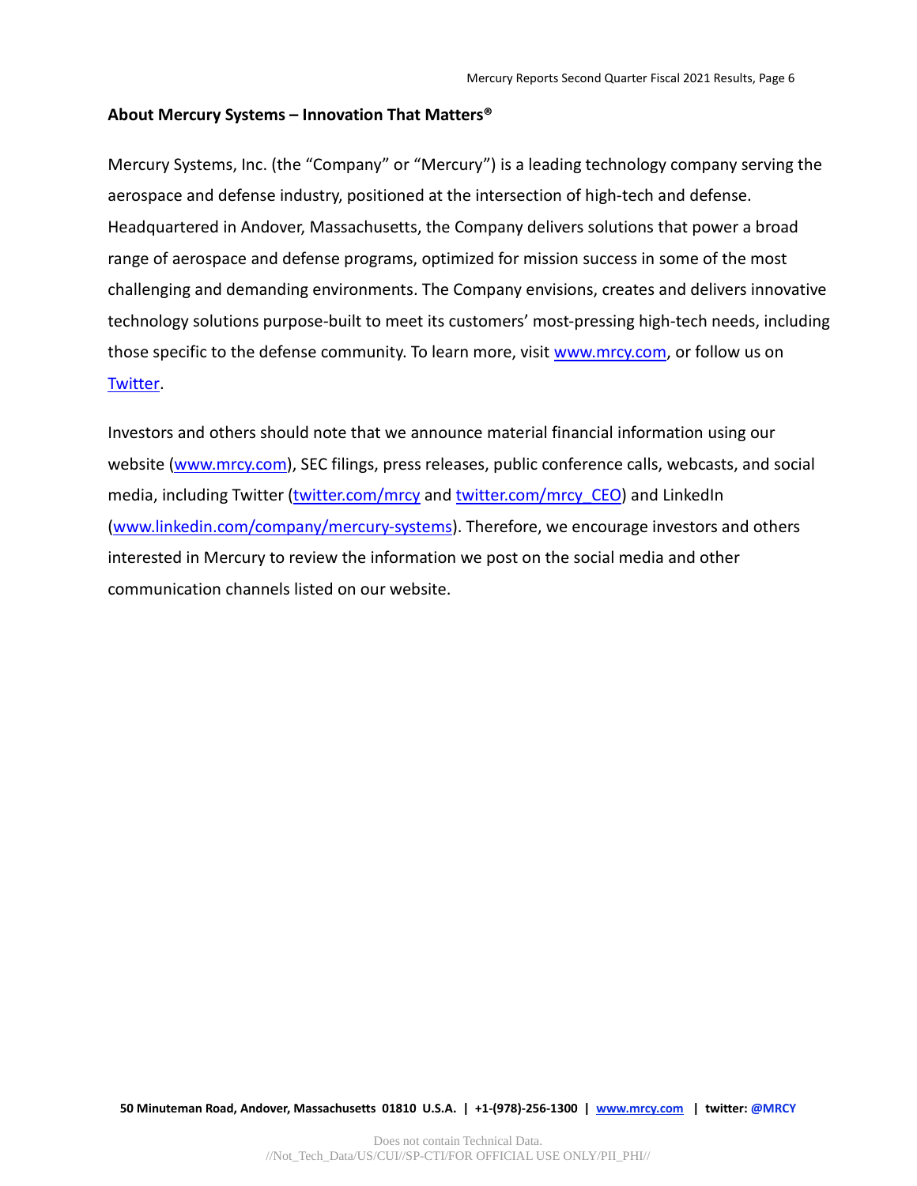**About Mercury Systems – Innovation That Matters®**

Mercury Systems, Inc. (the "Company" or "Mercury") is a leading technology company serving the aerospace and defense industry, positioned at the intersection of high-tech and defense. Headquartered in Andover, Massachusetts, the Company delivers solutions that power a broad range of aerospace and defense programs, optimized for mission success in some of the most challenging and demanding environments. The Company envisions, creates and delivers innovative technology solutions purpose-built to meet its customers' most-pressing high-tech needs, including those specific to the defense community. To learn more, visit www.mrcy.com, or follow us on Twitter.

Investors and others should note that we announce material financial information using our website (www.mrcy.com), SEC filings, press releases, public conference calls, webcasts, and social media, including Twitter (twitter.com/mrcy and twitter.com/mrcy_CEO) and LinkedIn (www.linkedin.com/company/mercury-systems). Therefore, we encourage investors and others interested in Mercury to review the information we post on the social media and other communication channels listed on our website.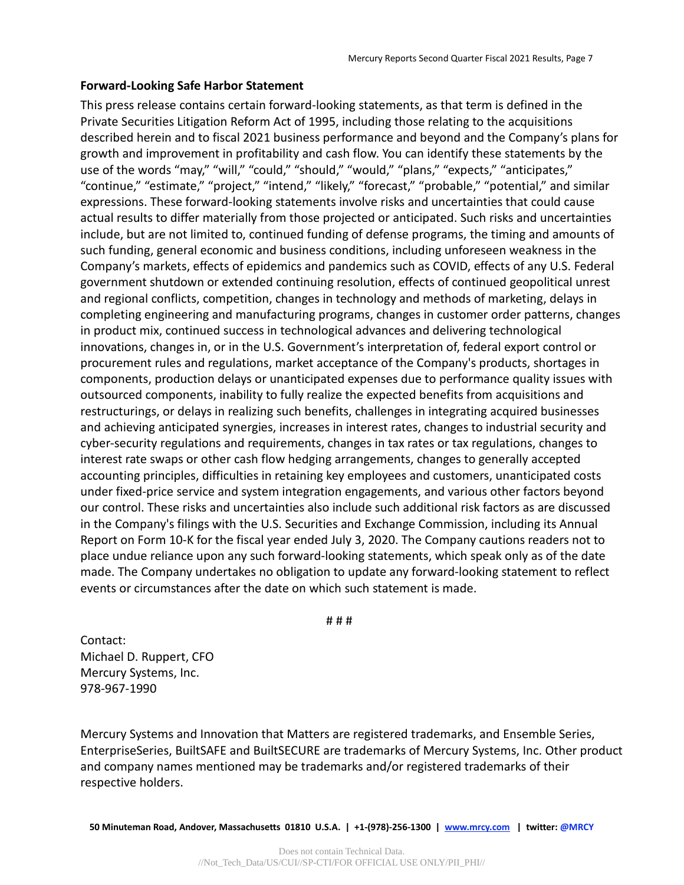**Forward-Looking Safe Harbor Statement**

This press release contains certain forward-looking statements, as that term is defined in the Private Securities Litigation Reform Act of 1995, including those relating to the acquisitions described herein and to fiscal 2021 business performance and beyond and the Company's plans for growth and improvement in profitability and cash flow. You can identify these statements by the use of the words "may," "will," "could," "should," "would," "plans," "expects," "anticipates," "continue," "estimate," "project," "intend," "likely," "forecast," "probable," "potential," and similar expressions. These forward-looking statements involve risks and uncertainties that could cause actual results to differ materially from those projected or anticipated. Such risks and uncertainties include, but are not limited to, continued funding of defense programs, the timing and amounts of such funding, general economic and business conditions, including unforeseen weakness in the Company's markets, effects of epidemics and pandemics such as COVID, effects of any U.S. Federal government shutdown or extended continuing resolution, effects of continued geopolitical unrest and regional conflicts, competition, changes in technology and methods of marketing, delays in completing engineering and manufacturing programs, changes in customer order patterns, changes in product mix, continued success in technological advances and delivering technological innovations, changes in, or in the U.S. Government's interpretation of, federal export control or procurement rules and regulations, market acceptance of the Company's products, shortages in components, production delays or unanticipated expenses due to performance quality issues with outsourced components, inability to fully realize the expected benefits from acquisitions and restructurings, or delays in realizing such benefits, challenges in integrating acquired businesses and achieving anticipated synergies, increases in interest rates, changes to industrial security and cyber-security regulations and requirements, changes in tax rates or tax regulations, changes to interest rate swaps or other cash flow hedging arrangements, changes to generally accepted accounting principles, difficulties in retaining key employees and customers, unanticipated costs under fixed-price service and system integration engagements, and various other factors beyond our control. These risks and uncertainties also include such additional risk factors as are discussed in the Company's filings with the U.S. Securities and Exchange Commission, including its Annual Report on Form 10-K for the fiscal year ended July 3, 2020. The Company cautions readers not to place undue reliance upon any such forward-looking statements, which speak only as of the date made. The Company undertakes no obligation to update any forward-looking statement to reflect events or circumstances after the date on which such statement is made.

# # #

Contact:
Michael D. Ruppert, CFO
Mercury Systems, Inc.
978-967-1990

Mercury Systems and Innovation that Matters are registered trademarks, and Ensemble Series, EnterpriseSeries, BuiltSAFE and BuiltSECURE are trademarks of Mercury Systems, Inc. Other product and company names mentioned may be trademarks and/or registered trademarks of their respective holders.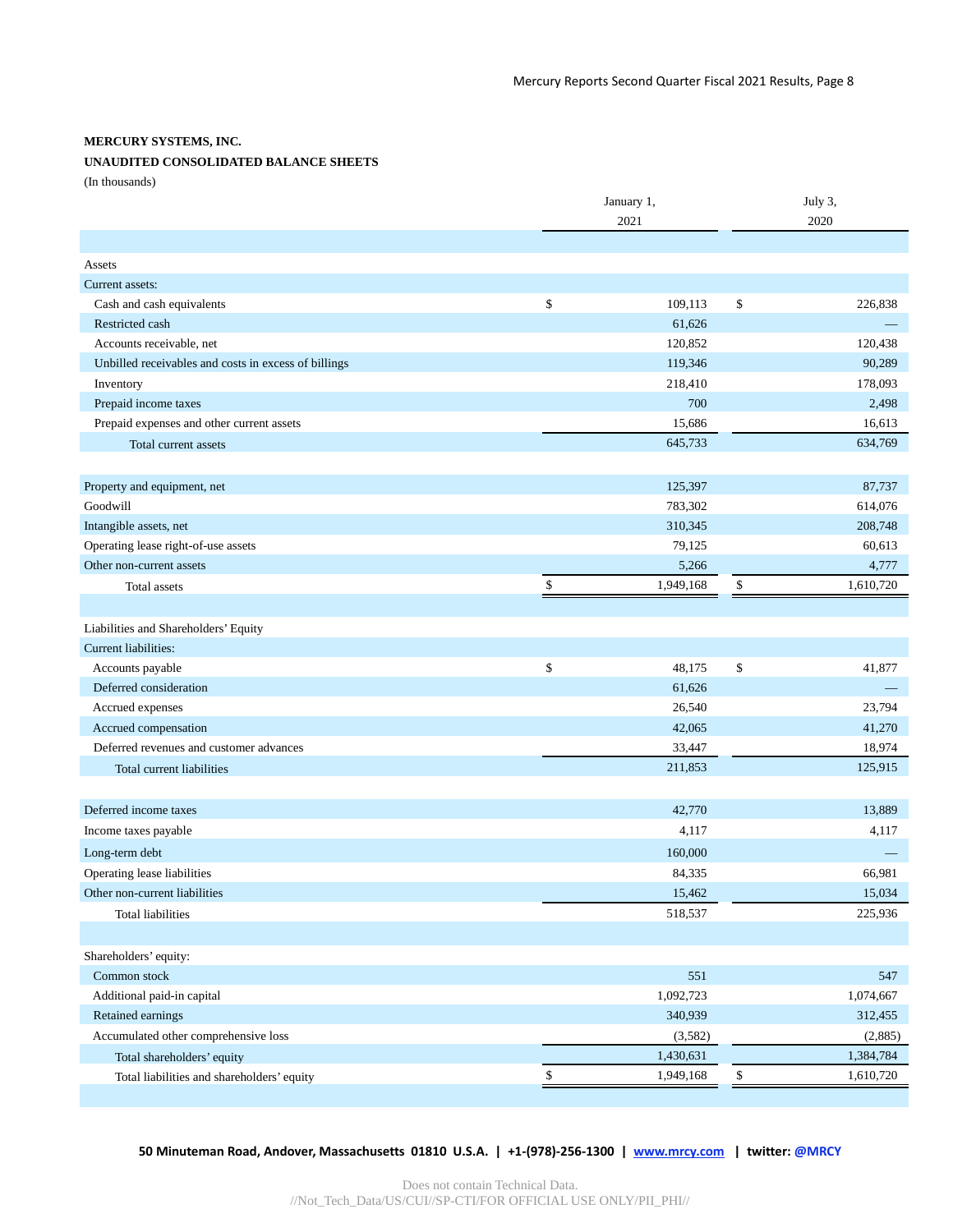**MERCURY SYSTEMS, INC.**

**UNAUDITED CONSOLIDATED BALANCE SHEETS**

(In thousands)

| | January 1, 2021 | July 3, 2020 |
|---|---|---|
| Assets | | |
| Current assets: | | |
| Cash and cash equivalents | $ 109,113 | $ 226,838 |
| Restricted cash | 61,626 | — |
| Accounts receivable, net | 120,852 | 120,438 |
| Unbilled receivables and costs in excess of billings | 119,346 | 90,289 |
| Inventory | 218,410 | 178,093 |
| Prepaid income taxes | 700 | 2,498 |
| Prepaid expenses and other current assets | 15,686 | 16,613 |
| Total current assets | 645,733 | 634,769 |
| | | |
| Property and equipment, net | 125,397 | 87,737 |
| Goodwill | 783,302 | 614,076 |
| Intangible assets, net | 310,345 | 208,748 |
| Operating lease right-of-use assets | 79,125 | 60,613 |
| Other non-current assets | 5,266 | 4,777 |
| Total assets | $ 1,949,168 | $ 1,610,720 |
| | | |
| Liabilities and Shareholders' Equity | | |
| Current liabilities: | | |
| Accounts payable | $ 48,175 | $ 41,877 |
| Deferred consideration | 61,626 | — |
| Accrued expenses | 26,540 | 23,794 |
| Accrued compensation | 42,065 | 41,270 |
| Deferred revenues and customer advances | 33,447 | 18,974 |
| Total current liabilities | 211,853 | 125,915 |
| | | |
| Deferred income taxes | 42,770 | 13,889 |
| Income taxes payable | 4,117 | 4,117 |
| Long-term debt | 160,000 | — |
| Operating lease liabilities | 84,335 | 66,981 |
| Other non-current liabilities | 15,462 | 15,034 |
| Total liabilities | 518,537 | 225,936 |
| | | |
| Shareholders' equity: | | |
| Common stock | 551 | 547 |
| Additional paid-in capital | 1,092,723 | 1,074,667 |
| Retained earnings | 340,939 | 312,455 |
| Accumulated other comprehensive loss | (3,582) | (2,885) |
| Total shareholders' equity | 1,430,631 | 1,384,784 |
| Total liabilities and shareholders' equity | $ 1,949,168 | $ 1,610,720 |

**50 Minuteman Road, Andover, Massachusetts 01810 U.S.A. | +1-(978)-256-1300 | www.mrcy.com | twitter: @MRCY**

Does not contain Technical Data.
//Not_Tech_Data/US/CUI//SP-CTI/FOR OFFICIAL USE ONLY/PII_PHI//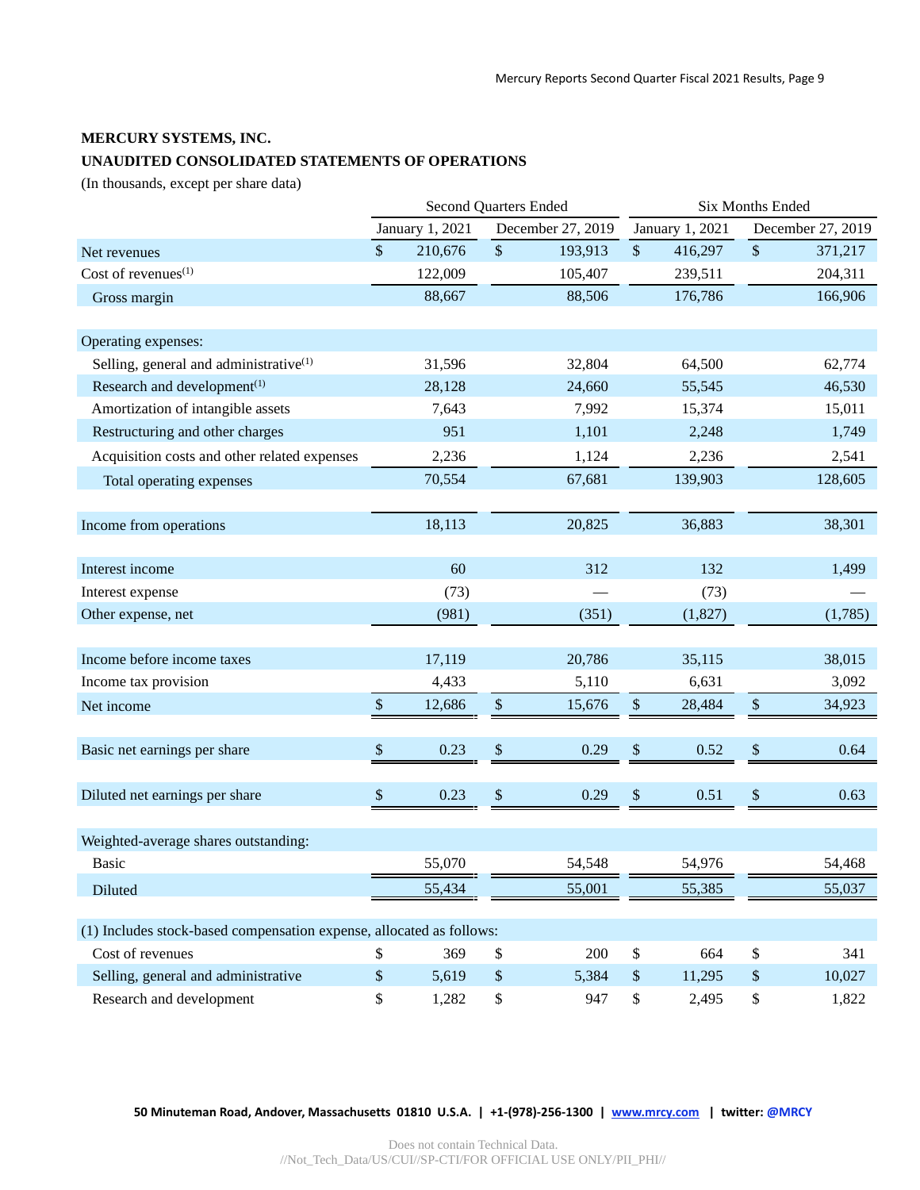**MERCURY SYSTEMS, INC.**

**UNAUDITED CONSOLIDATED STATEMENTS OF OPERATIONS**

(In thousands, except per share data)

| | Second Quarters Ended | | Six Months Ended | |
|---|---|---|---|---|
| | January 1, 2021 | December 27, 2019 | January 1, 2021 | December 27, 2019 |
| Net revenues | $ 210,676 | $ 193,913 | $ 416,297 | $ 371,217 |
| Cost of revenues[(1)] | 122,009 | 105,407 | 239,511 | 204,311 |
| Gross margin | 88,667 | 88,506 | 176,786 | 166,906 |
| | | | | |
| Operating expenses: | | | | |
| Selling, general and administrative[(1)] | 31,596 | 32,804 | 64,500 | 62,774 |
| Research and development[(1)] | 28,128 | 24,660 | 55,545 | 46,530 |
| Amortization of intangible assets | 7,643 | 7,992 | 15,374 | 15,011 |
| Restructuring and other charges | 951 | 1,101 | 2,248 | 1,749 |
| Acquisition costs and other related expenses | 2,236 | 1,124 | 2,236 | 2,541 |
| Total operating expenses | 70,554 | 67,681 | 139,903 | 128,605 |
| | | | | |
| Income from operations | 18,113 | 20,825 | 36,883 | 38,301 |
| | | | | |
| Interest income | 60 | 312 | 132 | 1,499 |
| Interest expense | (73) | — | (73) | — |
| Other expense, net | (981) | (351) | (1,827) | (1,785) |
| | | | | |
| Income before income taxes | 17,119 | 20,786 | 35,115 | 38,015 |
| Income tax provision | 4,433 | 5,110 | 6,631 | 3,092 |
| Net income | $ 12,686 | $ 15,676 | $ 28,484 | $ 34,923 |
| | | | | |
| Basic net earnings per share | $ 0.23 | $ 0.29 | $ 0.52 | $ 0.64 |
| | | | | |
| Diluted net earnings per share | $ 0.23 | $ 0.29 | $ 0.51 | $ 0.63 |
| | | | | |
| Weighted-average shares outstanding: | | | | |
| Basic | 55,070 | 54,548 | 54,976 | 54,468 |
| Diluted | 55,434 | 55,001 | 55,385 | 55,037 |
| | | | | |
| (1) Includes stock-based compensation expense, allocated as follows: | | | | |
| Cost of revenues | $ 369 | $ 200 | $ 664 | $ 341 |
| Selling, general and administrative | $ 5,619 | $ 5,384 | $ 11,295 | $ 10,027 |
| Research and development | $ 1,282 | $ 947 | $ 2,495 | $ 1,822 |

**50 Minuteman Road, Andover, Massachusetts 01810 U.S.A. | +1-(978)-256-1300 | www.mrcy.com | twitter: @MRCY**

Does not contain Technical Data.
//Not_Tech_Data/US/CUI//SP-CTI/FOR OFFICIAL USE ONLY/PII_PHI//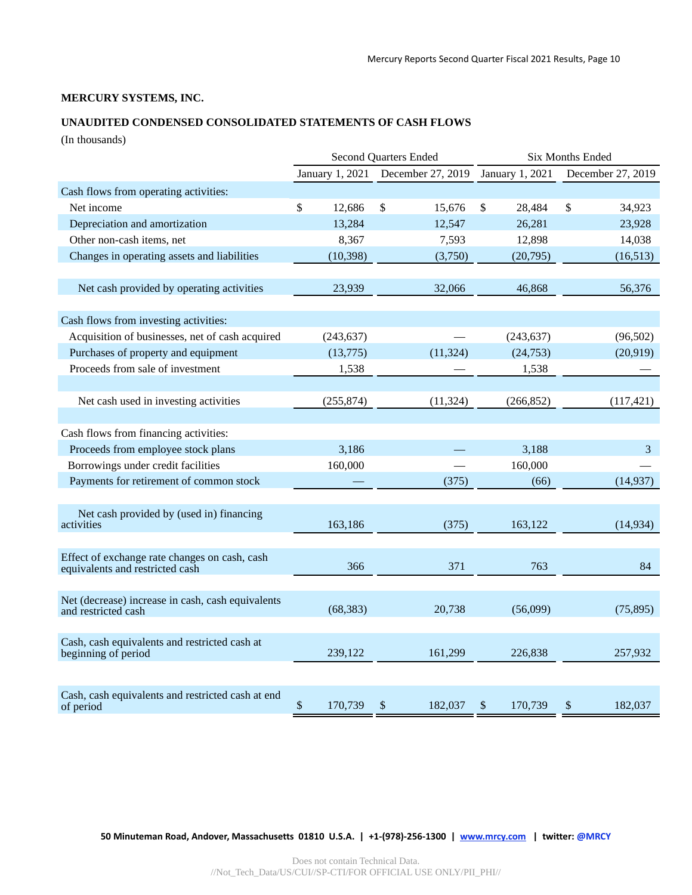**MERCURY SYSTEMS, INC.**

**UNAUDITED CONDENSED CONSOLIDATED STATEMENTS OF CASH FLOWS**

(In thousands)

| | Second Quarters Ended | | Six Months Ended | |
|---|---|---|---|---|
| | January 1, 2021 | December 27, 2019 | January 1, 2021 | December 27, 2019 |
| Cash flows from operating activities: | | | | |
| Net income | $ 12,686 | $ 15,676 | $ 28,484 | $ 34,923 |
| Depreciation and amortization | 13,284 | 12,547 | 26,281 | 23,928 |
| Other non-cash items, net | 8,367 | 7,593 | 12,898 | 14,038 |
| Changes in operating assets and liabilities | (10,398) | (3,750) | (20,795) | (16,513) |
| Net cash provided by operating activities | 23,939 | 32,066 | 46,868 | 56,376 |
| Cash flows from investing activities: | | | | |
| Acquisition of businesses, net of cash acquired | (243,637) | — | (243,637) | (96,502) |
| Purchases of property and equipment | (13,775) | (11,324) | (24,753) | (20,919) |
| Proceeds from sale of investment | 1,538 | — | 1,538 | — |
| Net cash used in investing activities | (255,874) | (11,324) | (266,852) | (117,421) |
| Cash flows from financing activities: | | | | |
| Proceeds from employee stock plans | 3,186 | — | 3,188 | 3 |
| Borrowings under credit facilities | 160,000 | — | 160,000 | — |
| Payments for retirement of common stock | — | (375) | (66) | (14,937) |
| Net cash provided by (used in) financing activities | 163,186 | (375) | 163,122 | (14,934) |
| Effect of exchange rate changes on cash, cash equivalents and restricted cash | 366 | 371 | 763 | 84 |
| Net (decrease) increase in cash, cash equivalents and restricted cash | (68,383) | 20,738 | (56,099) | (75,895) |
| Cash, cash equivalents and restricted cash at beginning of period | 239,122 | 161,299 | 226,838 | 257,932 |
| Cash, cash equivalents and restricted cash at end of period | $ 170,739 | $ 182,037 | $ 170,739 | $ 182,037 |

**50 Minuteman Road, Andover, Massachusetts 01810 U.S.A. | +1-(978)-256-1300 | www.mrcy.com | twitter: @MRCY**

Does not contain Technical Data.
//Not_Tech_Data/US/CUI//SP-CTI/FOR OFFICIAL USE ONLY/PII_PHI//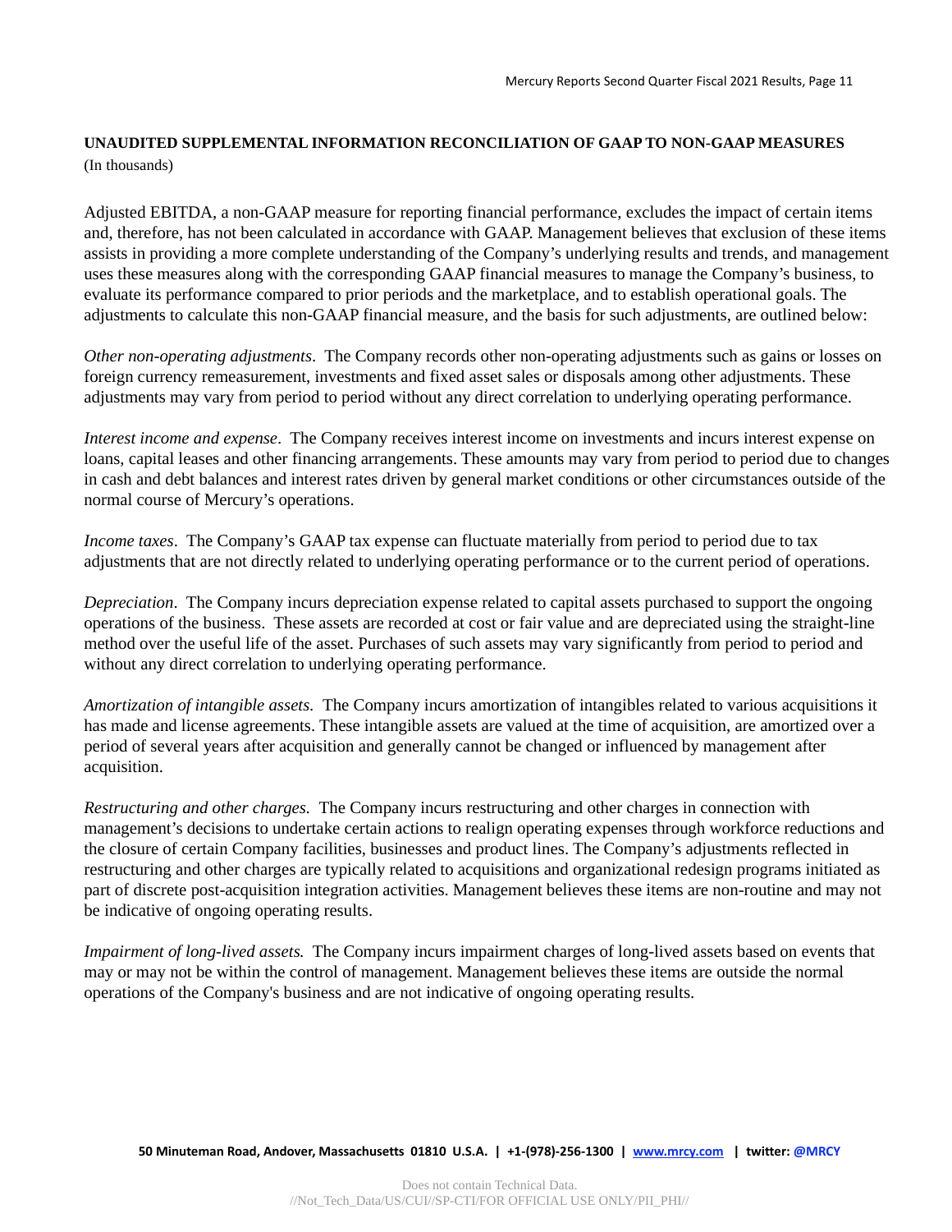**UNAUDITED SUPPLEMENTAL INFORMATION RECONCILIATION OF GAAP TO NON-GAAP MEASURES**

(In thousands)

Adjusted EBITDA, a non-GAAP measure for reporting financial performance, excludes the impact of certain items and, therefore, has not been calculated in accordance with GAAP. Management believes that exclusion of these items assists in providing a more complete understanding of the Company's underlying results and trends, and management uses these measures along with the corresponding GAAP financial measures to manage the Company's business, to evaluate its performance compared to prior periods and the marketplace, and to establish operational goals. The adjustments to calculate this non-GAAP financial measure, and the basis for such adjustments, are outlined below:

*Other non-operating adjustments*. The Company records other non-operating adjustments such as gains or losses on foreign currency remeasurement, investments and fixed asset sales or disposals among other adjustments. These adjustments may vary from period to period without any direct correlation to underlying operating performance.

*Interest income and expense*. The Company receives interest income on investments and incurs interest expense on loans, capital leases and other financing arrangements. These amounts may vary from period to period due to changes in cash and debt balances and interest rates driven by general market conditions or other circumstances outside of the normal course of Mercury's operations.

*Income taxes*. The Company's GAAP tax expense can fluctuate materially from period to period due to tax adjustments that are not directly related to underlying operating performance or to the current period of operations.

*Depreciation*. The Company incurs depreciation expense related to capital assets purchased to support the ongoing operations of the business. These assets are recorded at cost or fair value and are depreciated using the straight-line method over the useful life of the asset. Purchases of such assets may vary significantly from period to period and without any direct correlation to underlying operating performance.

*Amortization of intangible assets.* The Company incurs amortization of intangibles related to various acquisitions it has made and license agreements. These intangible assets are valued at the time of acquisition, are amortized over a period of several years after acquisition and generally cannot be changed or influenced by management after acquisition.

*Restructuring and other charges.* The Company incurs restructuring and other charges in connection with management's decisions to undertake certain actions to realign operating expenses through workforce reductions and the closure of certain Company facilities, businesses and product lines. The Company's adjustments reflected in restructuring and other charges are typically related to acquisitions and organizational redesign programs initiated as part of discrete post-acquisition integration activities. Management believes these items are non-routine and may not be indicative of ongoing operating results.

*Impairment of long-lived assets.* The Company incurs impairment charges of long-lived assets based on events that may or may not be within the control of management. Management believes these items are outside the normal operations of the Company's business and are not indicative of ongoing operating results.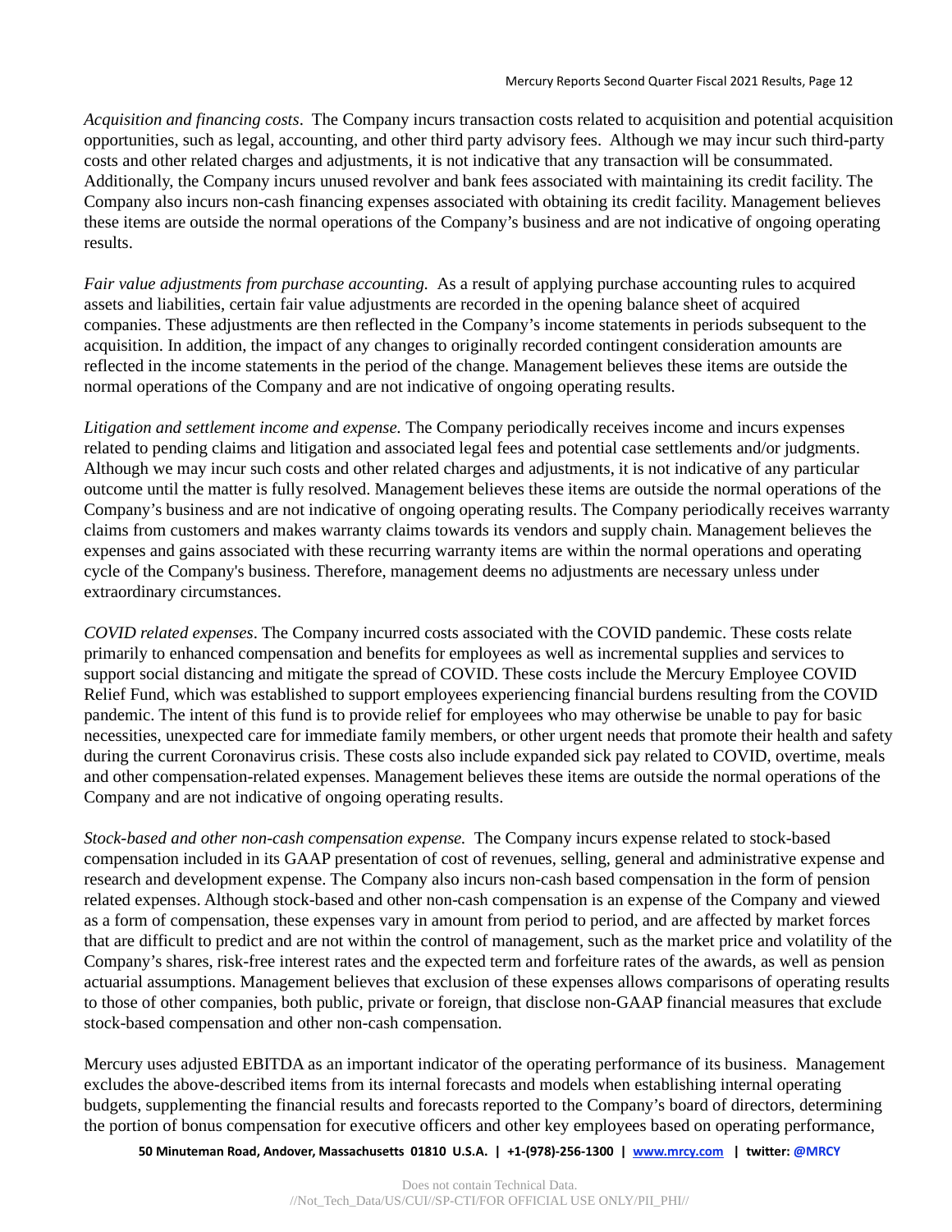*Acquisition and financing costs*. The Company incurs transaction costs related to acquisition and potential acquisition opportunities, such as legal, accounting, and other third party advisory fees. Although we may incur such third-party costs and other related charges and adjustments, it is not indicative that any transaction will be consummated. Additionally, the Company incurs unused revolver and bank fees associated with maintaining its credit facility. The Company also incurs non-cash financing expenses associated with obtaining its credit facility. Management believes these items are outside the normal operations of the Company's business and are not indicative of ongoing operating results.

*Fair value adjustments from purchase accounting.* As a result of applying purchase accounting rules to acquired assets and liabilities, certain fair value adjustments are recorded in the opening balance sheet of acquired companies. These adjustments are then reflected in the Company's income statements in periods subsequent to the acquisition. In addition, the impact of any changes to originally recorded contingent consideration amounts are reflected in the income statements in the period of the change. Management believes these items are outside the normal operations of the Company and are not indicative of ongoing operating results.

*Litigation and settlement income and expense.* The Company periodically receives income and incurs expenses related to pending claims and litigation and associated legal fees and potential case settlements and/or judgments. Although we may incur such costs and other related charges and adjustments, it is not indicative of any particular outcome until the matter is fully resolved. Management believes these items are outside the normal operations of the Company's business and are not indicative of ongoing operating results. The Company periodically receives warranty claims from customers and makes warranty claims towards its vendors and supply chain. Management believes the expenses and gains associated with these recurring warranty items are within the normal operations and operating cycle of the Company's business. Therefore, management deems no adjustments are necessary unless under extraordinary circumstances.

*COVID related expenses*. The Company incurred costs associated with the COVID pandemic. These costs relate primarily to enhanced compensation and benefits for employees as well as incremental supplies and services to support social distancing and mitigate the spread of COVID. These costs include the Mercury Employee COVID Relief Fund, which was established to support employees experiencing financial burdens resulting from the COVID pandemic. The intent of this fund is to provide relief for employees who may otherwise be unable to pay for basic necessities, unexpected care for immediate family members, or other urgent needs that promote their health and safety during the current Coronavirus crisis. These costs also include expanded sick pay related to COVID, overtime, meals and other compensation-related expenses. Management believes these items are outside the normal operations of the Company and are not indicative of ongoing operating results.

*Stock-based and other non-cash compensation expense.* The Company incurs expense related to stock-based compensation included in its GAAP presentation of cost of revenues, selling, general and administrative expense and research and development expense. The Company also incurs non-cash based compensation in the form of pension related expenses. Although stock-based and other non-cash compensation is an expense of the Company and viewed as a form of compensation, these expenses vary in amount from period to period, and are affected by market forces that are difficult to predict and are not within the control of management, such as the market price and volatility of the Company's shares, risk-free interest rates and the expected term and forfeiture rates of the awards, as well as pension actuarial assumptions. Management believes that exclusion of these expenses allows comparisons of operating results to those of other companies, both public, private or foreign, that disclose non-GAAP financial measures that exclude stock-based compensation and other non-cash compensation.

Mercury uses adjusted EBITDA as an important indicator of the operating performance of its business. Management excludes the above-described items from its internal forecasts and models when establishing internal operating budgets, supplementing the financial results and forecasts reported to the Company's board of directors, determining the portion of bonus compensation for executive officers and other key employees based on operating performance,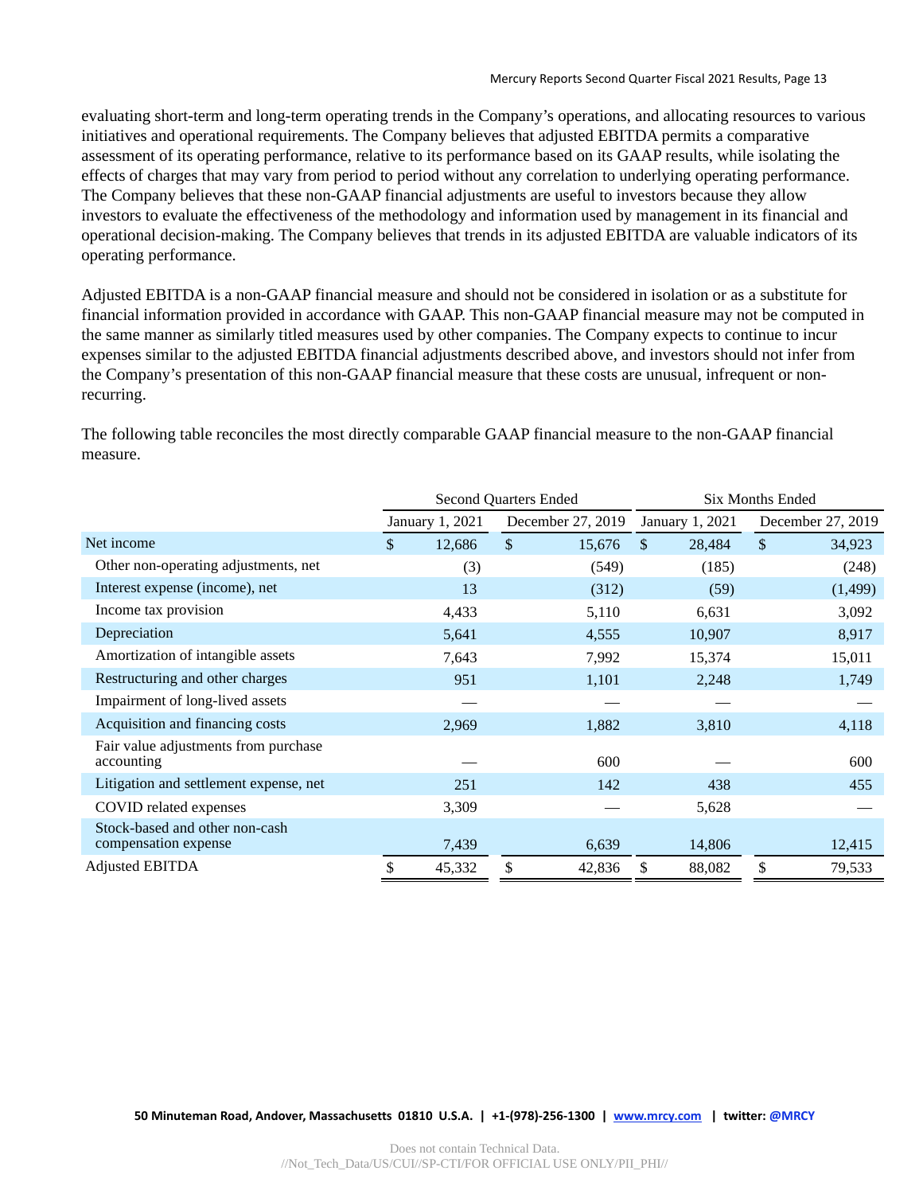evaluating short-term and long-term operating trends in the Company's operations, and allocating resources to various initiatives and operational requirements. The Company believes that adjusted EBITDA permits a comparative assessment of its operating performance, relative to its performance based on its GAAP results, while isolating the effects of charges that may vary from period to period without any correlation to underlying operating performance. The Company believes that these non-GAAP financial adjustments are useful to investors because they allow investors to evaluate the effectiveness of the methodology and information used by management in its financial and operational decision-making. The Company believes that trends in its adjusted EBITDA are valuable indicators of its operating performance.

Adjusted EBITDA is a non-GAAP financial measure and should not be considered in isolation or as a substitute for financial information provided in accordance with GAAP. This non-GAAP financial measure may not be computed in the same manner as similarly titled measures used by other companies. The Company expects to continue to incur expenses similar to the adjusted EBITDA financial adjustments described above, and investors should not infer from the Company's presentation of this non-GAAP financial measure that these costs are unusual, infrequent or non-recurring.

The following table reconciles the most directly comparable GAAP financial measure to the non-GAAP financial measure.

| | Second Quarters Ended | | Six Months Ended | |
|---|---|---|---|---|
| | January 1, 2021 | December 27, 2019 | January 1, 2021 | December 27, 2019 |
| Net income | $ 12,686 | $ 15,676 | $ 28,484 | $ 34,923 |
| Other non-operating adjustments, net | (3) | (549) | (185) | (248) |
| Interest expense (income), net | 13 | (312) | (59) | (1,499) |
| Income tax provision | 4,433 | 5,110 | 6,631 | 3,092 |
| Depreciation | 5,641 | 4,555 | 10,907 | 8,917 |
| Amortization of intangible assets | 7,643 | 7,992 | 15,374 | 15,011 |
| Restructuring and other charges | 951 | 1,101 | 2,248 | 1,749 |
| Impairment of long-lived assets | — | — | — | — |
| Acquisition and financing costs | 2,969 | 1,882 | 3,810 | 4,118 |
| Fair value adjustments from purchase accounting | — | 600 | — | 600 |
| Litigation and settlement expense, net | 251 | 142 | 438 | 455 |
| COVID related expenses | 3,309 | — | 5,628 | — |
| Stock-based and other non-cash compensation expense | 7,439 | 6,639 | 14,806 | 12,415 |
| Adjusted EBITDA | $ 45,332 | $ 42,836 | $ 88,082 | $ 79,533 |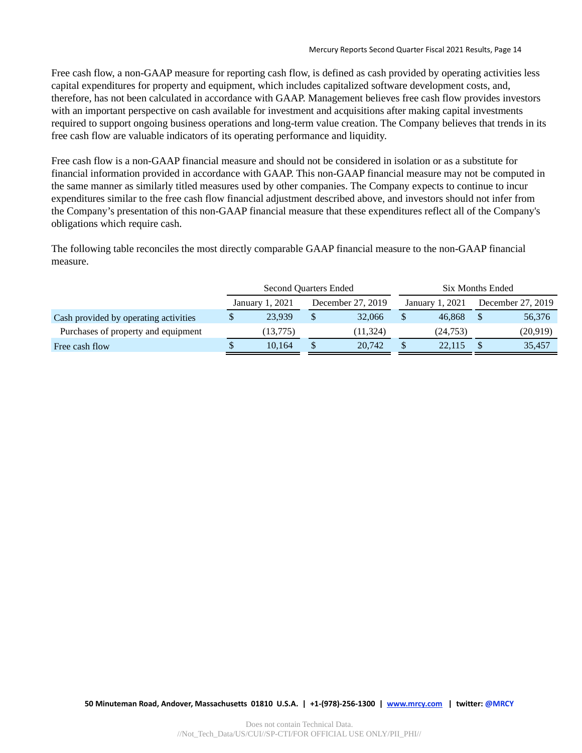Free cash flow, a non-GAAP measure for reporting cash flow, is defined as cash provided by operating activities less capital expenditures for property and equipment, which includes capitalized software development costs, and, therefore, has not been calculated in accordance with GAAP. Management believes free cash flow provides investors with an important perspective on cash available for investment and acquisitions after making capital investments required to support ongoing business operations and long-term value creation. The Company believes that trends in its free cash flow are valuable indicators of its operating performance and liquidity.

Free cash flow is a non-GAAP financial measure and should not be considered in isolation or as a substitute for financial information provided in accordance with GAAP. This non-GAAP financial measure may not be computed in the same manner as similarly titled measures used by other companies. The Company expects to continue to incur expenditures similar to the free cash flow financial adjustment described above, and investors should not infer from the Company's presentation of this non-GAAP financial measure that these expenditures reflect all of the Company's obligations which require cash.

The following table reconciles the most directly comparable GAAP financial measure to the non-GAAP financial measure.

| | Second Quarters Ended | | Six Months Ended | |
|---|---|---|---|---|
| | January 1, 2021 | December 27, 2019 | January 1, 2021 | December 27, 2019 |
| Cash provided by operating activities | $ 23,939 | $ 32,066 | $ 46,868 | $ 56,376 |
| Purchases of property and equipment | (13,775) | (11,324) | (24,753) | (20,919) |
| Free cash flow | $ 10,164 | $ 20,742 | $ 22,115 | $ 35,457 |

50 Minuteman Road, Andover, Massachusetts 01810 U.S.A. | +1-(978)-256-1300 | www.mrcy.com | twitter: @MRCY

Does not contain Technical Data.
//Not_Tech_Data/US/CUI//SP-CTI/FOR OFFICIAL USE ONLY/PII_PHI//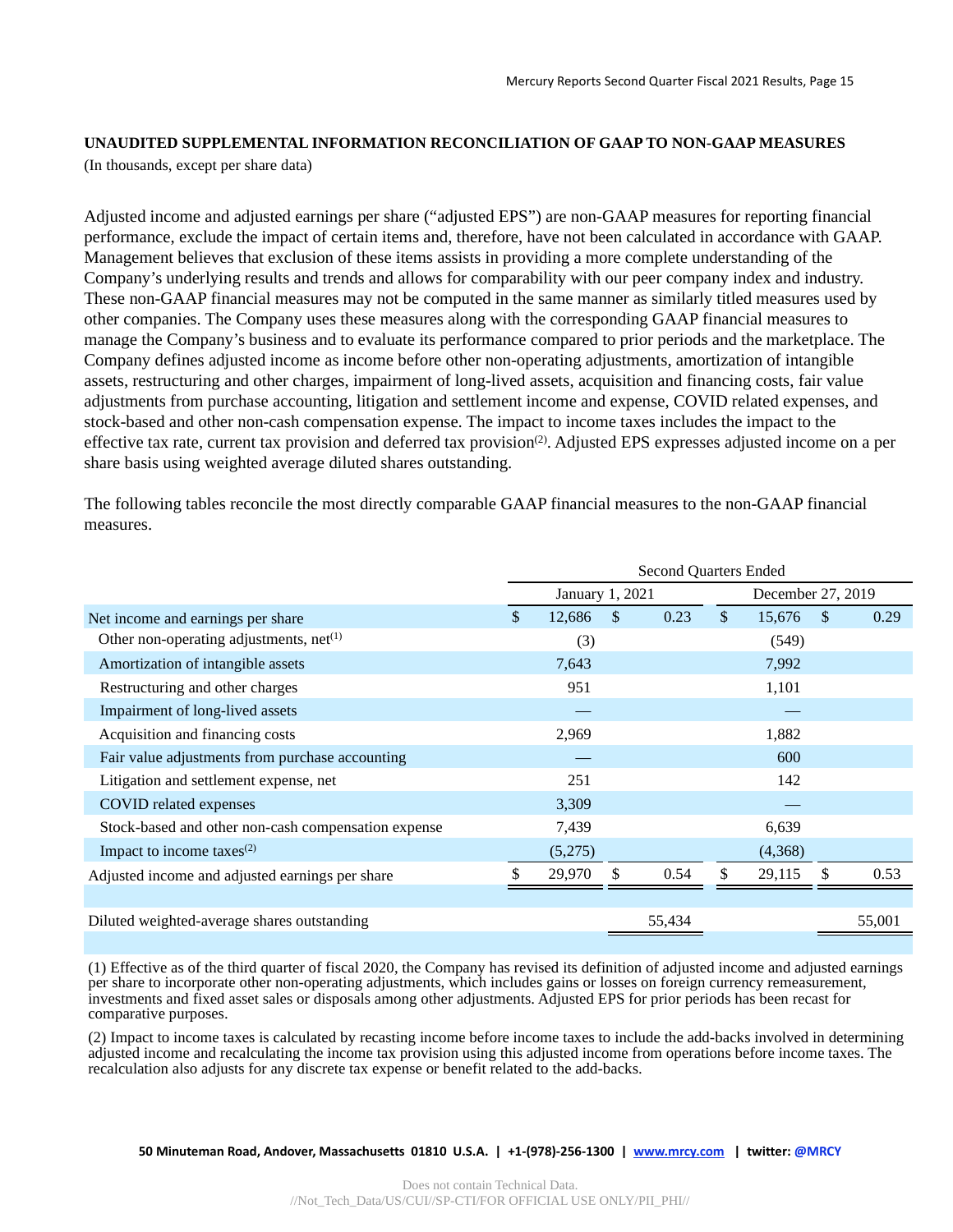**UNAUDITED SUPPLEMENTAL INFORMATION RECONCILIATION OF GAAP TO NON-GAAP MEASURES**

(In thousands, except per share data)

Adjusted income and adjusted earnings per share ("adjusted EPS") are non-GAAP measures for reporting financial performance, exclude the impact of certain items and, therefore, have not been calculated in accordance with GAAP. Management believes that exclusion of these items assists in providing a more complete understanding of the Company's underlying results and trends and allows for comparability with our peer company index and industry. These non-GAAP financial measures may not be computed in the same manner as similarly titled measures used by other companies. The Company uses these measures along with the corresponding GAAP financial measures to manage the Company's business and to evaluate its performance compared to prior periods and the marketplace. The Company defines adjusted income as income before other non-operating adjustments, amortization of intangible assets, restructuring and other charges, impairment of long-lived assets, acquisition and financing costs, fair value adjustments from purchase accounting, litigation and settlement income and expense, COVID related expenses, and stock-based and other non-cash compensation expense. The impact to income taxes includes the impact to the effective tax rate, current tax provision and deferred tax provision[(2)]. Adjusted EPS expresses adjusted income on a per share basis using weighted average diluted shares outstanding.

The following tables reconcile the most directly comparable GAAP financial measures to the non-GAAP financial measures.

| | Second Quarters Ended | | | |
|---|---|---|---|---|
| | January 1, 2021 | | December 27, 2019 | |
| Net income and earnings per share | $ 12,686 | $ 0.23 | $ 15,676 | $ 0.29 |
| Other non-operating adjustments, net[(1)] | (3) | | (549) | |
| Amortization of intangible assets | 7,643 | | 7,992 | |
| Restructuring and other charges | 951 | | 1,101 | |
| Impairment of long-lived assets | — | | — | |
| Acquisition and financing costs | 2,969 | | 1,882 | |
| Fair value adjustments from purchase accounting | — | | 600 | |
| Litigation and settlement expense, net | 251 | | 142 | |
| COVID related expenses | 3,309 | | — | |
| Stock-based and other non-cash compensation expense | 7,439 | | 6,639 | |
| Impact to income taxes[(2)] | (5,275) | | (4,368) | |
| Adjusted income and adjusted earnings per share | $ 29,970 | $ 0.54 | $ 29,115 | $ 0.53 |
| | | | | |
| Diluted weighted-average shares outstanding | | 55,434 | | 55,001 |

(1) Effective as of the third quarter of fiscal 2020, the Company has revised its definition of adjusted income and adjusted earnings per share to incorporate other non-operating adjustments, which includes gains or losses on foreign currency remeasurement, investments and fixed asset sales or disposals among other adjustments. Adjusted EPS for prior periods has been recast for comparative purposes.

(2) Impact to income taxes is calculated by recasting income before income taxes to include the add-backs involved in determining adjusted income and recalculating the income tax provision using this adjusted income from operations before income taxes. The recalculation also adjusts for any discrete tax expense or benefit related to the add-backs.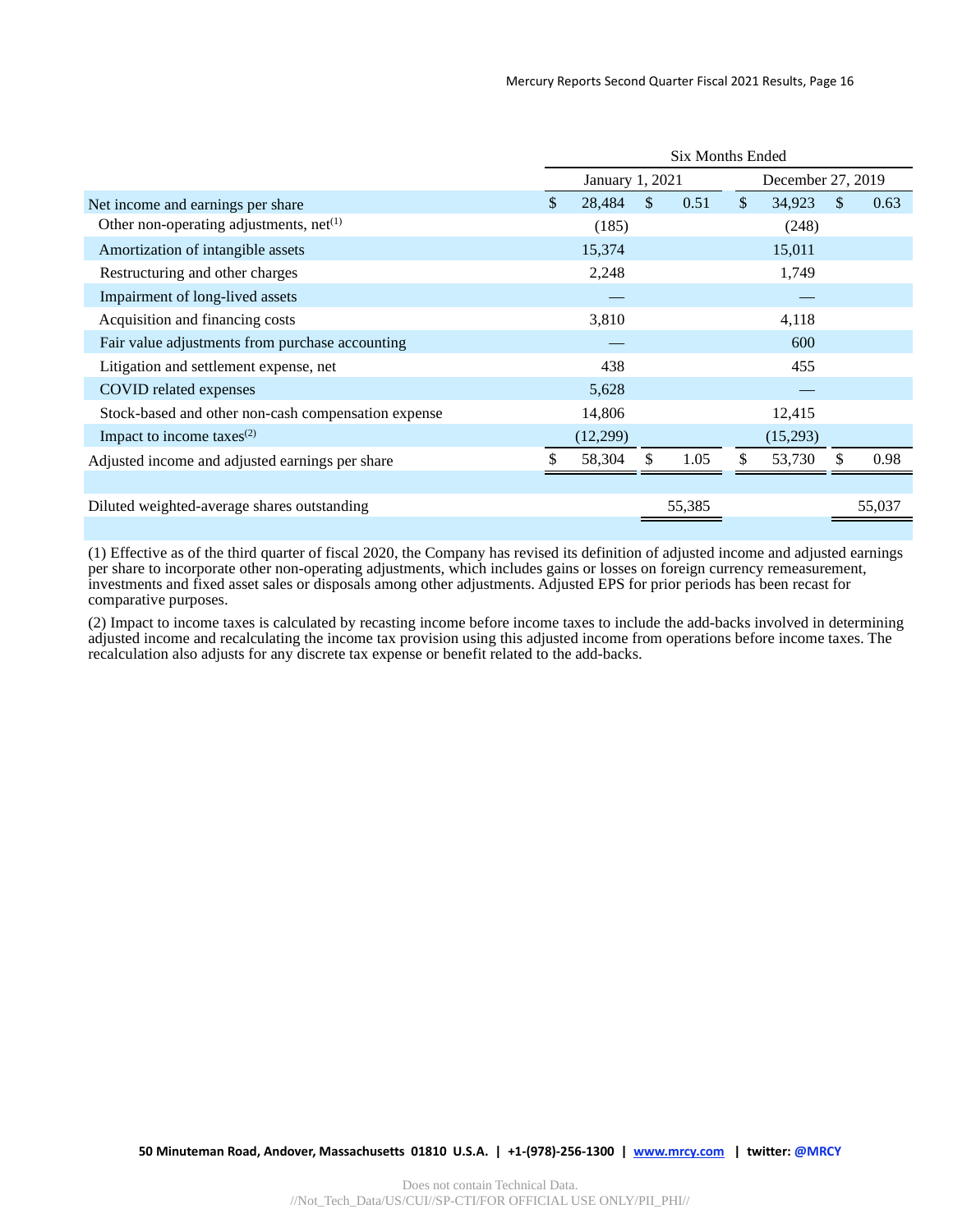| | Six Months Ended | | | |
|---|---|---|---|---|
| | January 1, 2021 | | December 27, 2019 | |
| Net income and earnings per share | $ 28,484 | $ 0.51 | $ 34,923 | $ 0.63 |
| Other non-operating adjustments, net[1] | (185) | | (248) | |
| Amortization of intangible assets | 15,374 | | 15,011 | |
| Restructuring and other charges | 2,248 | | 1,749 | |
| Impairment of long-lived assets | — | | — | |
| Acquisition and financing costs | 3,810 | | 4,118 | |
| Fair value adjustments from purchase accounting | — | | 600 | |
| Litigation and settlement expense, net | 438 | | 455 | |
| COVID related expenses | 5,628 | | — | |
| Stock-based and other non-cash compensation expense | 14,806 | | 12,415 | |
| Impact to income taxes[2] | (12,299) | | (15,293) | |
| Adjusted income and adjusted earnings per share | $ 58,304 | $ 1.05 | $ 53,730 | $ 0.98 |
| | | | | |
| Diluted weighted-average shares outstanding | | 55,385 | | 55,037 |

(1) Effective as of the third quarter of fiscal 2020, the Company has revised its definition of adjusted income and adjusted earnings per share to incorporate other non-operating adjustments, which includes gains or losses on foreign currency remeasurement, investments and fixed asset sales or disposals among other adjustments. Adjusted EPS for prior periods has been recast for comparative purposes.

(2) Impact to income taxes is calculated by recasting income before income taxes to include the add-backs involved in determining adjusted income and recalculating the income tax provision using this adjusted income from operations before income taxes. The recalculation also adjusts for any discrete tax expense or benefit related to the add-backs.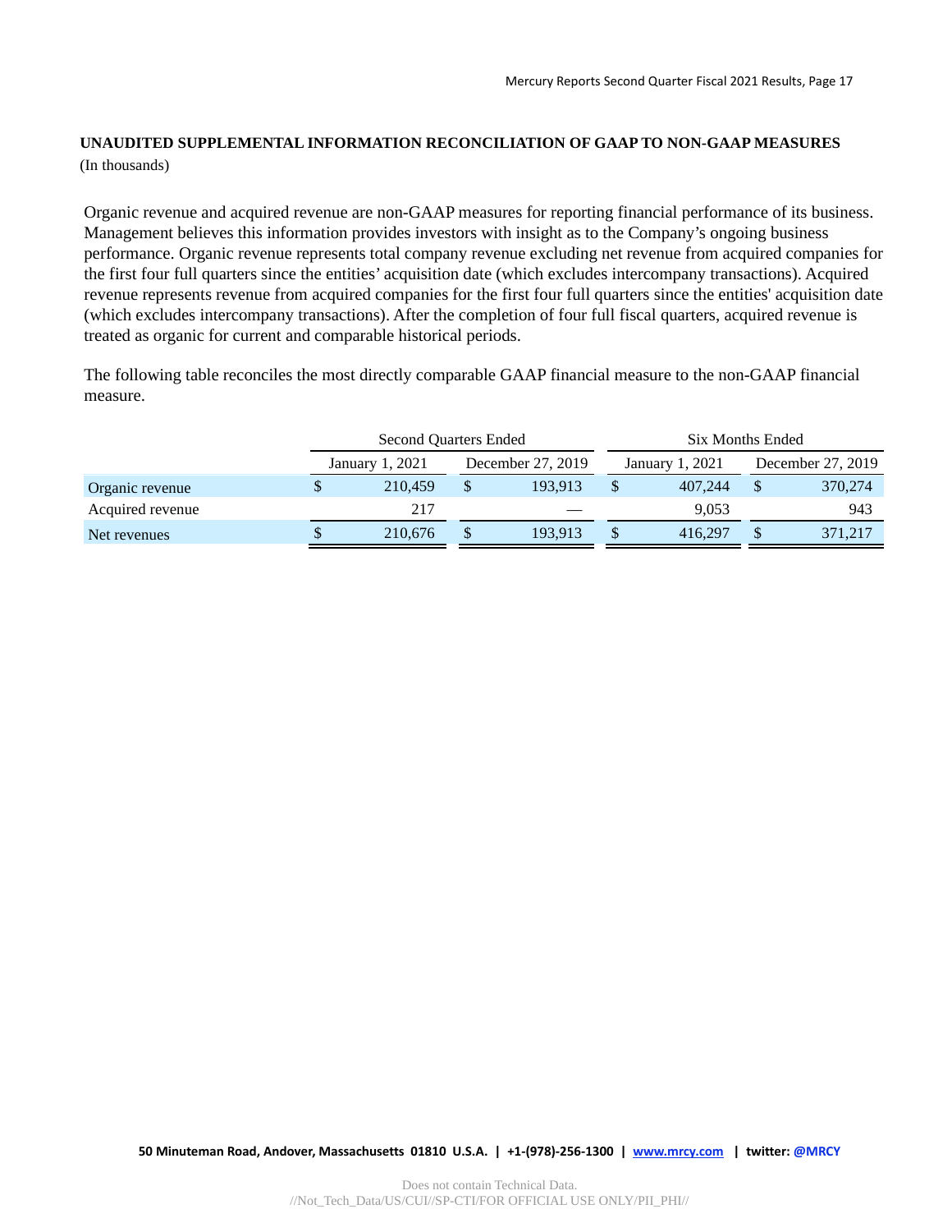**UNAUDITED SUPPLEMENTAL INFORMATION RECONCILIATION OF GAAP TO NON-GAAP MEASURES**

(In thousands)

Organic revenue and acquired revenue are non-GAAP measures for reporting financial performance of its business. Management believes this information provides investors with insight as to the Company's ongoing business performance. Organic revenue represents total company revenue excluding net revenue from acquired companies for the first four full quarters since the entities' acquisition date (which excludes intercompany transactions). Acquired revenue represents revenue from acquired companies for the first four full quarters since the entities' acquisition date (which excludes intercompany transactions). After the completion of four full fiscal quarters, acquired revenue is treated as organic for current and comparable historical periods.

The following table reconciles the most directly comparable GAAP financial measure to the non-GAAP financial measure.

| | Second Quarters Ended | | Six Months Ended | |
|---|---|---|---|---|
| | January 1, 2021 | December 27, 2019 | January 1, 2021 | December 27, 2019 |
| Organic revenue | $ 210,459 | $ 193,913 | $ 407,244 | $ 370,274 |
| Acquired revenue | 217 | — | 9,053 | 943 |
| Net revenues | $ 210,676 | $ 193,913 | $ 416,297 | $ 371,217 |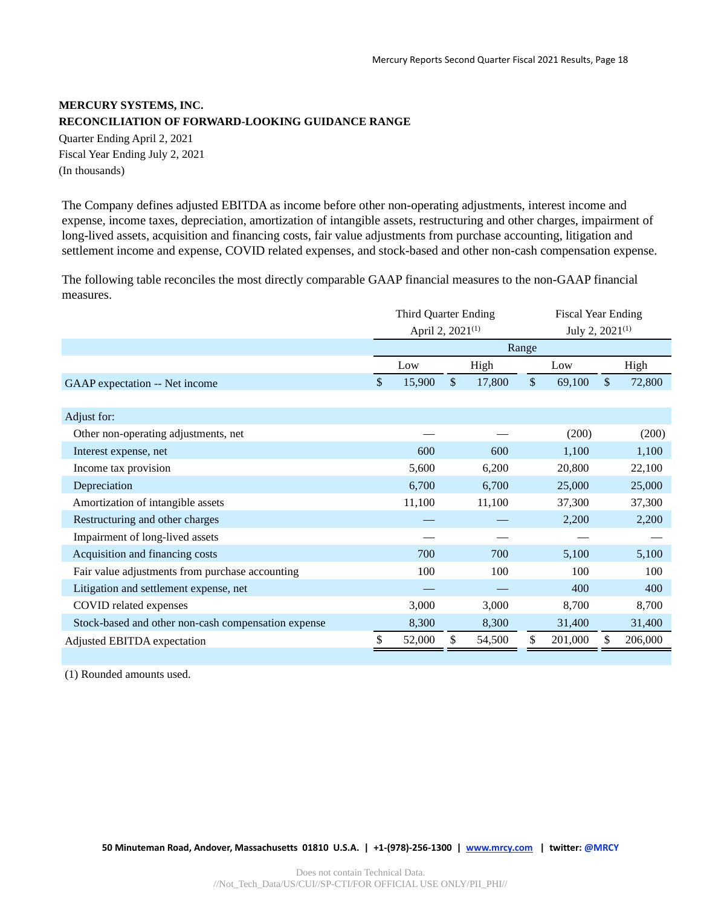**MERCURY SYSTEMS, INC.**
**RECONCILIATION OF FORWARD-LOOKING GUIDANCE RANGE**

Quarter Ending April 2, 2021
Fiscal Year Ending July 2, 2021
(In thousands)

The Company defines adjusted EBITDA as income before other non-operating adjustments, interest income and expense, income taxes, depreciation, amortization of intangible assets, restructuring and other charges, impairment of long-lived assets, acquisition and financing costs, fair value adjustments from purchase accounting, litigation and settlement income and expense, COVID related expenses, and stock-based and other non-cash compensation expense.

The following table reconciles the most directly comparable GAAP financial measures to the non-GAAP financial measures.

| | Third Quarter Ending April 2, 2021(1) | | Fiscal Year Ending July 2, 2021(1) | |
|---|---|---|---|---|
| | Range | | | |
| | Low | High | Low | High |
| GAAP expectation -- Net income | $ 15,900 | $ 17,800 | $ 69,100 | $ 72,800 |
| | | | | |
| Adjust for: | | | | |
| Other non-operating adjustments, net | — | — | (200) | (200) |
| Interest expense, net | 600 | 600 | 1,100 | 1,100 |
| Income tax provision | 5,600 | 6,200 | 20,800 | 22,100 |
| Depreciation | 6,700 | 6,700 | 25,000 | 25,000 |
| Amortization of intangible assets | 11,100 | 11,100 | 37,300 | 37,300 |
| Restructuring and other charges | — | — | 2,200 | 2,200 |
| Impairment of long-lived assets | — | — | — | — |
| Acquisition and financing costs | 700 | 700 | 5,100 | 5,100 |
| Fair value adjustments from purchase accounting | 100 | 100 | 100 | 100 |
| Litigation and settlement expense, net | — | — | 400 | 400 |
| COVID related expenses | 3,000 | 3,000 | 8,700 | 8,700 |
| Stock-based and other non-cash compensation expense | 8,300 | 8,300 | 31,400 | 31,400 |
| Adjusted EBITDA expectation | $ 52,000 | $ 54,500 | $ 201,000 | $ 206,000 |

(1) Rounded amounts used.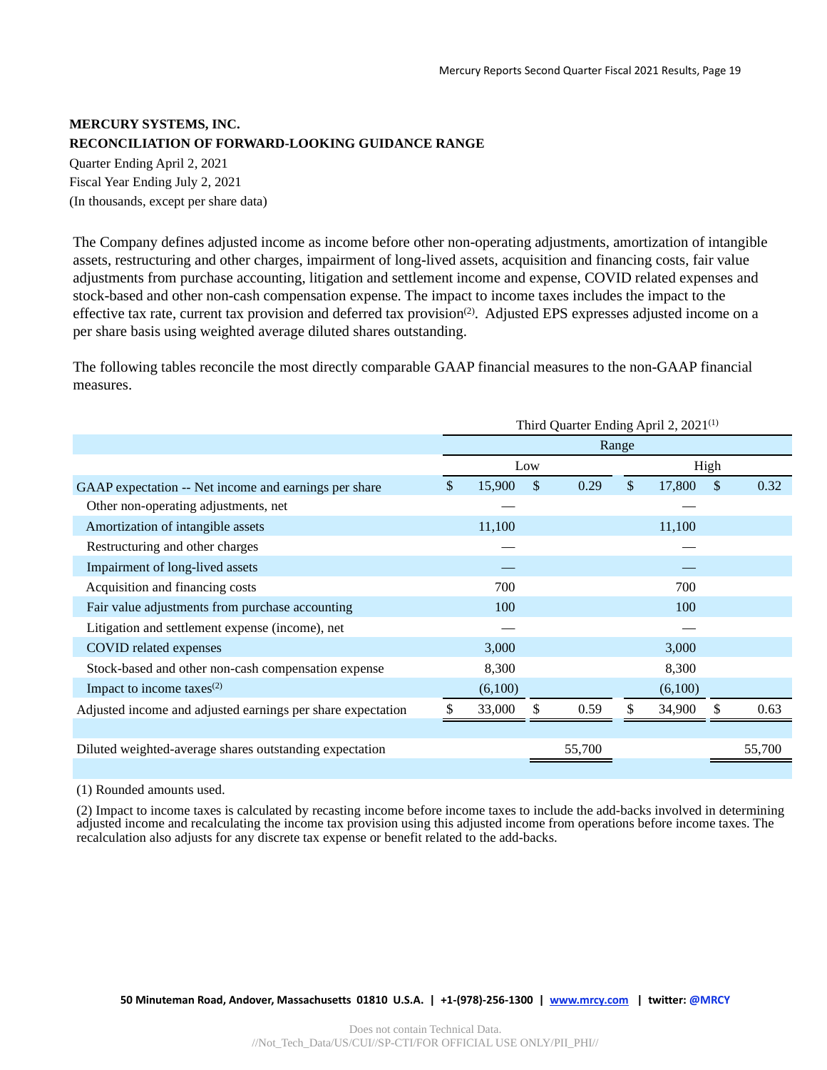**MERCURY SYSTEMS, INC.**
**RECONCILIATION OF FORWARD-LOOKING GUIDANCE RANGE**

Quarter Ending April 2, 2021
Fiscal Year Ending July 2, 2021
(In thousands, except per share data)

The Company defines adjusted income as income before other non-operating adjustments, amortization of intangible assets, restructuring and other charges, impairment of long-lived assets, acquisition and financing costs, fair value adjustments from purchase accounting, litigation and settlement income and expense, COVID related expenses and stock-based and other non-cash compensation expense. The impact to income taxes includes the impact to the effective tax rate, current tax provision and deferred tax provision(2). Adjusted EPS expresses adjusted income on a per share basis using weighted average diluted shares outstanding.

The following tables reconcile the most directly comparable GAAP financial measures to the non-GAAP financial measures.

| | Third Quarter Ending April 2, 2021(1) | | | |
|---|---|---|---|---|
| | Range | | | |
| | Low | | High | |
| GAAP expectation -- Net income and earnings per share | $ 15,900 | $ 0.29 | $ 17,800 | $ 0.32 |
| Other non-operating adjustments, net | — | | — | |
| Amortization of intangible assets | 11,100 | | 11,100 | |
| Restructuring and other charges | — | | — | |
| Impairment of long-lived assets | — | | — | |
| Acquisition and financing costs | 700 | | 700 | |
| Fair value adjustments from purchase accounting | 100 | | 100 | |
| Litigation and settlement expense (income), net | — | | — | |
| COVID related expenses | 3,000 | | 3,000 | |
| Stock-based and other non-cash compensation expense | 8,300 | | 8,300 | |
| Impact to income taxes(2) | (6,100) | | (6,100) | |
| Adjusted income and adjusted earnings per share expectation | $ 33,000 | $ 0.59 | $ 34,900 | $ 0.63 |
| | | | | |
| Diluted weighted-average shares outstanding expectation | | 55,700 | | 55,700 |

(1) Rounded amounts used.

(2) Impact to income taxes is calculated by recasting income before income taxes to include the add-backs involved in determining adjusted income and recalculating the income tax provision using this adjusted income from operations before income taxes. The recalculation also adjusts for any discrete tax expense or benefit related to the add-backs.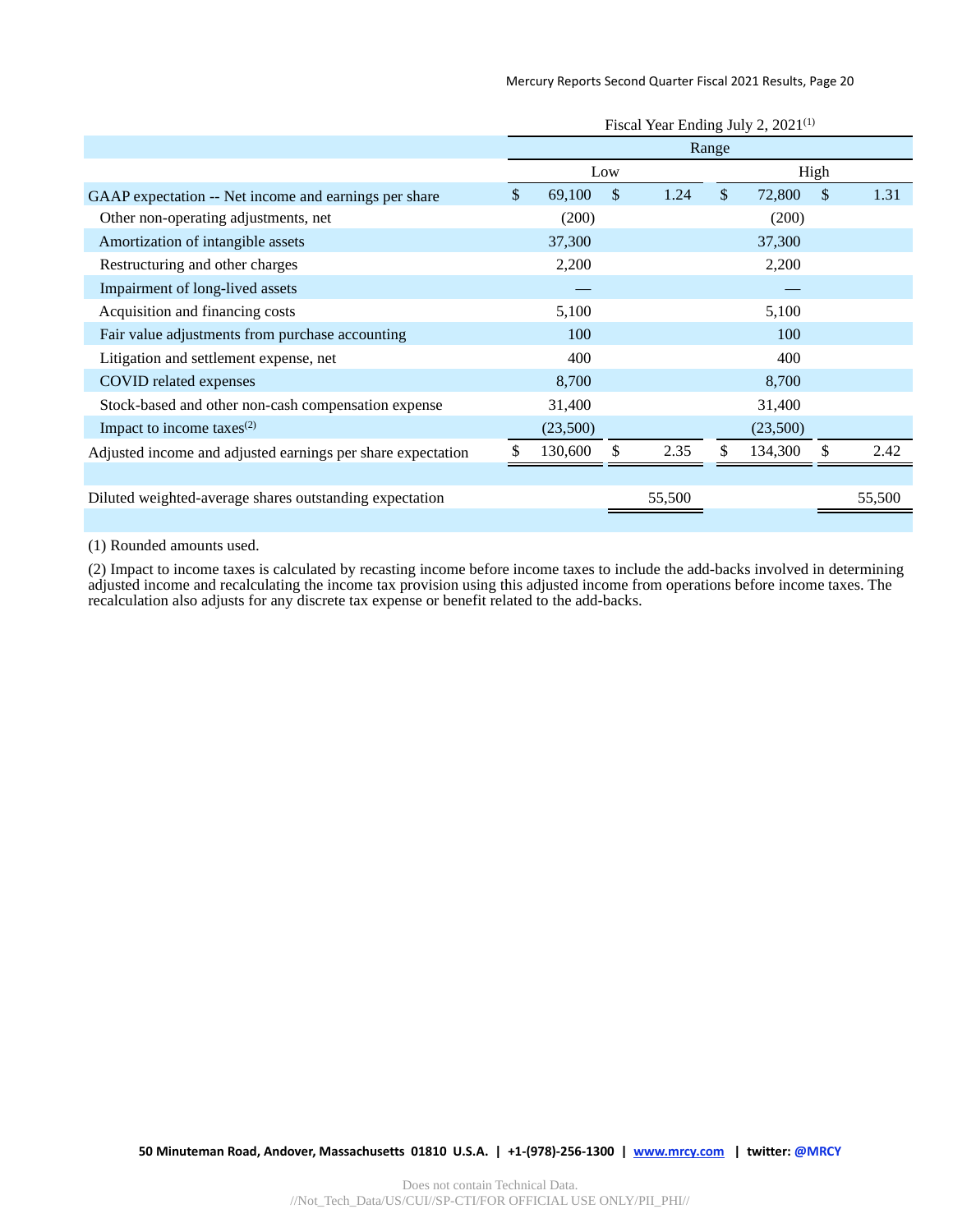| | Fiscal Year Ending July 2, 2021(1) | | | |
|---|---|---|---|---|
| | Range | | | |
| | Low | | High | |
| GAAP expectation -- Net income and earnings per share | $ 69,100 | $ 1.24 | $ 72,800 | $ 1.31 |
| Other non-operating adjustments, net | (200) | | (200) | |
| Amortization of intangible assets | 37,300 | | 37,300 | |
| Restructuring and other charges | 2,200 | | 2,200 | |
| Impairment of long-lived assets | — | | — | |
| Acquisition and financing costs | 5,100 | | 5,100 | |
| Fair value adjustments from purchase accounting | 100 | | 100 | |
| Litigation and settlement expense, net | 400 | | 400 | |
| COVID related expenses | 8,700 | | 8,700 | |
| Stock-based and other non-cash compensation expense | 31,400 | | 31,400 | |
| Impact to income taxes(2) | (23,500) | | (23,500) | |
| Adjusted income and adjusted earnings per share expectation | $ 130,600 | $ 2.35 | $ 134,300 | $ 2.42 |
| | | | | |
| Diluted weighted-average shares outstanding expectation | | 55,500 | | 55,500 |

(1) Rounded amounts used.

(2) Impact to income taxes is calculated by recasting income before income taxes to include the add-backs involved in determining adjusted income and recalculating the income tax provision using this adjusted income from operations before income taxes. The recalculation also adjusts for any discrete tax expense or benefit related to the add-backs.